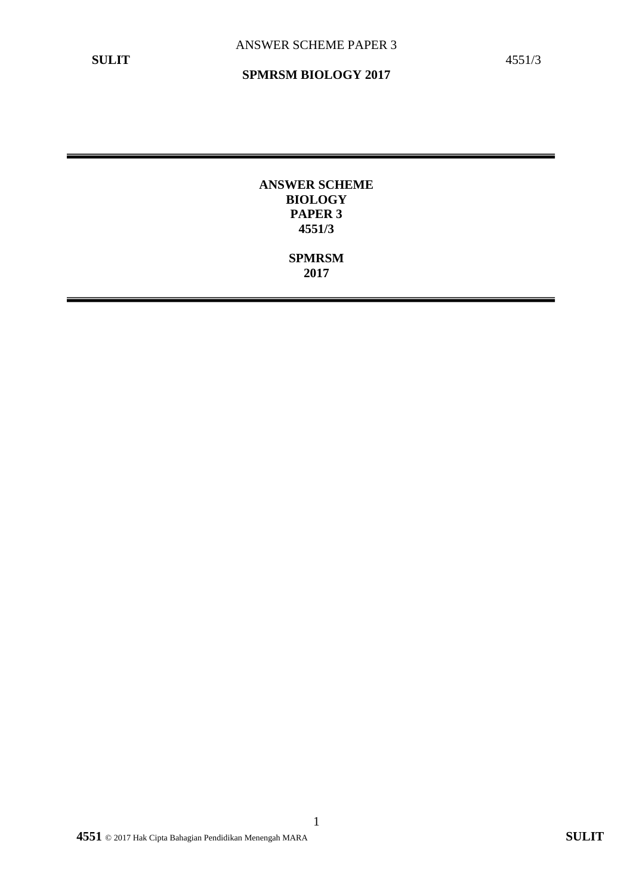# ANSWER SCHEME
# BIOLOGY
# PAPER 3
# 4551/3

## SPMRSM
## 2017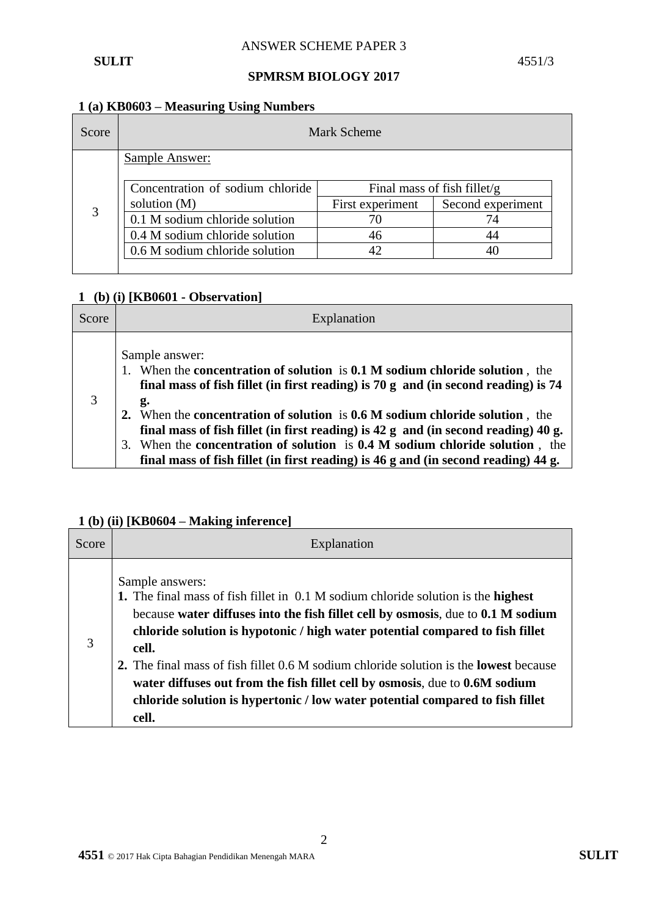ANSWER SCHEME PAPER 3

**SPMRSM BIOLOGY 2017**

### 1 (a) KB0603 – Measuring Using Numbers

| Score | Mark Scheme |
|---|---|
| 3 | Sample Answer:<br><br>Concentration of sodium chloride solution (M) / Final mass of fish fillet/g (First experiment, Second experiment)<br>0.1 M sodium chloride solution: 70, 74<br>0.4 M sodium chloride solution: 46, 44<br>0.6 M sodium chloride solution: 42, 40 |

| Concentration of sodium chloride solution (M) | Final mass of fish fillet/g | |
|---|---|---|
| | First experiment | Second experiment |
| 0.1 M sodium chloride solution | 70 | 74 |
| 0.4 M sodium chloride solution | 46 | 44 |
| 0.6 M sodium chloride solution | 42 | 40 |

### 1 (b) (i) [KB0601 - Observation]

| Score | Explanation |
|---|---|
| 3 | Sample answer:<br>1. When the **concentration of solution** is **0.1 M sodium chloride solution** , the **final mass of fish fillet (in first reading) is 70 g and (in second reading) is 74 g.**<br>**2.** When the **concentration of solution** is **0.6 M sodium chloride solution** , the **final mass of fish fillet (in first reading) is 42 g and (in second reading) 40 g.**<br>3. When the **concentration of solution** is **0.4 M sodium chloride solution** , the **final mass of fish fillet (in first reading) is 46 g and (in second reading) 44 g.** |

### 1 (b) (ii) [KB0604 – Making inference]

| Score | Explanation |
|---|---|
| 3 | Sample answers:<br>**1.** The final mass of fish fillet in 0.1 M sodium chloride solution is the **highest** because **water diffuses into the fish fillet cell by osmosis**, due to **0.1 M sodium chloride solution is hypotonic / high water potential compared to fish fillet cell.**<br>**2.** The final mass of fish fillet 0.6 M sodium chloride solution is the **lowest** because **water diffuses out from the fish fillet cell by osmosis**, due to **0.6M sodium chloride solution is hypertonic / low water potential compared to fish fillet cell.** |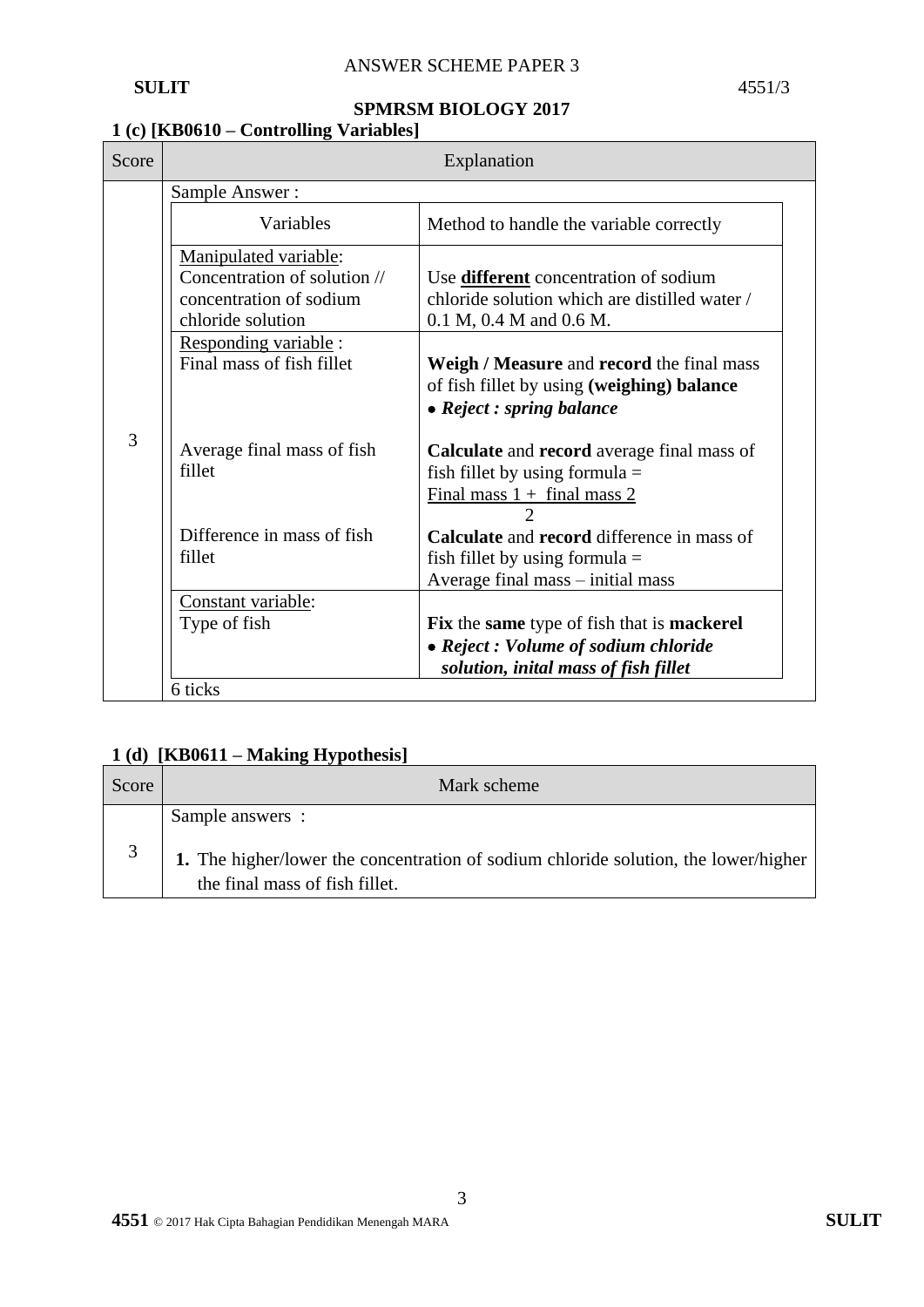ANSWER SCHEME PAPER 3

**SPMRSM BIOLOGY 2017**

### 1 (c) [KB0610 – Controlling Variables]

| Score | Explanation | |
|---|---|---|
| | Sample Answer : | |
| | Variables | Method to handle the variable correctly |
| 3 | <u>Manipulated variable</u>: Concentration of solution // concentration of sodium chloride solution | Use **<u>different</u>** concentration of sodium chloride solution which are distilled water / 0.1 M, 0.4 M and 0.6 M. |
| | <u>Responding variable</u> : Final mass of fish fillet | **Weigh / Measure** and **record** the final mass of fish fillet by using **(weighing) balance** • ***Reject : spring balance*** |
| | Average final mass of fish fillet | **Calculate** and **record** average final mass of fish fillet by using formula = $\frac{\text{Final mass 1 + final mass 2}}{2}$ |
| | Difference in mass of fish fillet | **Calculate** and **record** difference in mass of fish fillet by using formula = Average final mass – initial mass |
| | <u>Constant variable</u>: Type of fish | **Fix** the **same** type of fish that is **mackerel** • ***Reject : Volume of sodium chloride solution, inital mass of fish fillet*** |
| | 6 ticks | |

### 1 (d) [KB0611 – Making Hypothesis]

| Score | Mark scheme |
|---|---|
| 3 | Sample answers : **1.** The higher/lower the concentration of sodium chloride solution, the lower/higher the final mass of fish fillet. |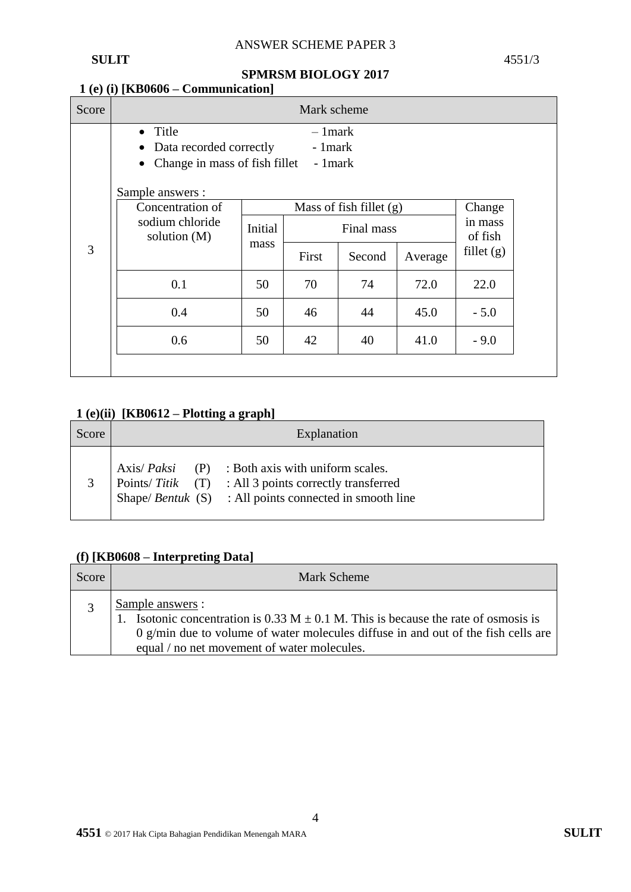**1 (e) (i) [KB0606 – Communication]**

| Score | Mark scheme |
|---|---|
| 3 | • Title – 1mark<br>• Data recorded correctly - 1mark<br>• Change in mass of fish fillet - 1mark<br><br>Sample answers : |

| Concentration of sodium chloride solution (M) | Mass of fish fillet (g) | | | | Change in mass of fish fillet (g) |
|---|---|---|---|---|---|
| | Initial mass | Final mass | | | |
| | | First | Second | Average | |
| 0.1 | 50 | 70 | 74 | 72.0 | 22.0 |
| 0.4 | 50 | 46 | 44 | 45.0 | - 5.0 |
| 0.6 | 50 | 42 | 40 | 41.0 | - 9.0 |

**1 (e)(ii) [KB0612 – Plotting a graph]**

| Score | Explanation |
|---|---|
| 3 | Axis/ *Paksi* (P) : Both axis with uniform scales.<br>Points/ *Titik* (T) : All 3 points correctly transferred<br>Shape/ *Bentuk* (S) : All points connected in smooth line |

**(f) [KB0608 – Interpreting Data]**

| Score | Mark Scheme |
|---|---|
| 3 | Sample answers :<br>1. Isotonic concentration is 0.33 M ± 0.1 M. This is because the rate of osmosis is 0 g/min due to volume of water molecules diffuse in and out of the fish cells are equal / no net movement of water molecules. |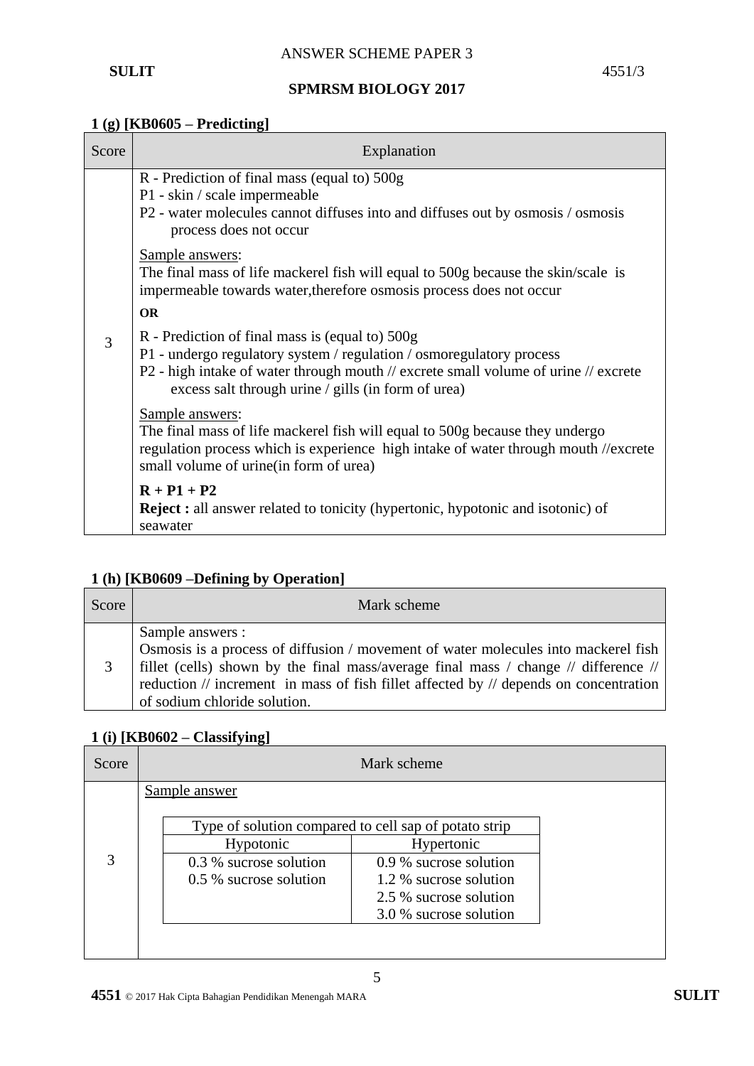### 1 (g) [KB0605 – Predicting]

| Score | Explanation |
| --- | --- |
| 3 | R - Prediction of final mass (equal to) 500g<br>P1 - skin / scale impermeable<br>P2 - water molecules cannot diffuses into and diffuses out by osmosis / osmosis process does not occur<br><br><u>Sample answers</u>:<br>The final mass of life mackerel fish will equal to 500g because the skin/scale is impermeable towards water,therefore osmosis process does not occur<br><br>**OR**<br><br>R - Prediction of final mass is (equal to) 500g<br>P1 - undergo regulatory system / regulation / osmoregulatory process<br>P2 - high intake of water through mouth // excrete small volume of urine // excrete excess salt through urine / gills (in form of urea)<br><br><u>Sample answers</u>:<br>The final mass of life mackerel fish will equal to 500g because they undergo regulation process which is experience high intake of water through mouth //excrete small volume of urine(in form of urea)<br><br>**R + P1 + P2**<br>**Reject :** all answer related to tonicity (hypertonic, hypotonic and isotonic) of seawater |

### 1 (h) [KB0609 –Defining by Operation]

| Score | Mark scheme |
| --- | --- |
| 3 | Sample answers :<br>Osmosis is a process of diffusion / movement of water molecules into mackerel fish fillet (cells) shown by the final mass/average final mass / change // difference // reduction // increment in mass of fish fillet affected by // depends on concentration of sodium chloride solution. |

### 1 (i) [KB0602 – Classifying]

| Score | Mark scheme |
| --- | --- |
| 3 | <u>Sample answer</u> |

| Type of solution compared to cell sap of potato strip | |
| --- | --- |
| Hypotonic | Hypertonic |
| 0.3 % sucrose solution | 0.9 % sucrose solution |
| 0.5 % sucrose solution | 1.2 % sucrose solution |
| | 2.5 % sucrose solution |
| | 3.0 % sucrose solution |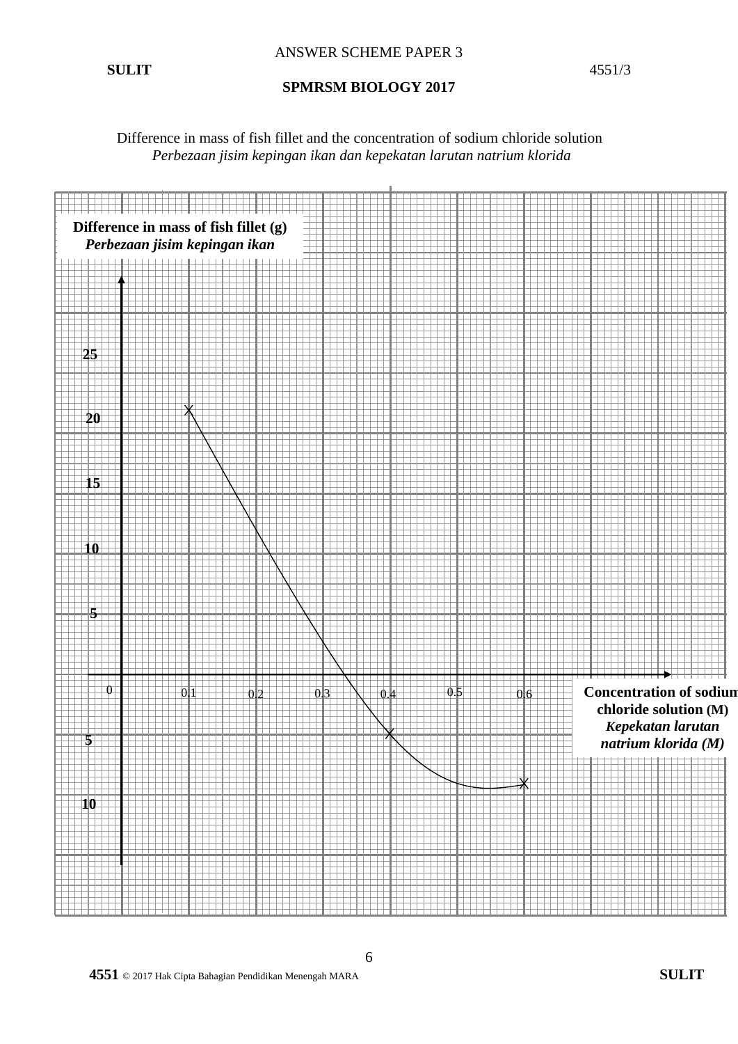Difference in mass of fish fillet and the concentration of sodium chloride solution
*Perbezaan jisim kepingan ikan dan kepekatan larutan natrium klorida*

**Difference in mass of fish fillet (g)**
***Perbezaan jisim kepingan ikan***

25

20

15

10

5

0

5

10

0.1 0.2 0.3 0.4 0.5 0.6

**Concentration of sodium chloride solution (M)**
***Kepekatan larutan natrium klorida (M)***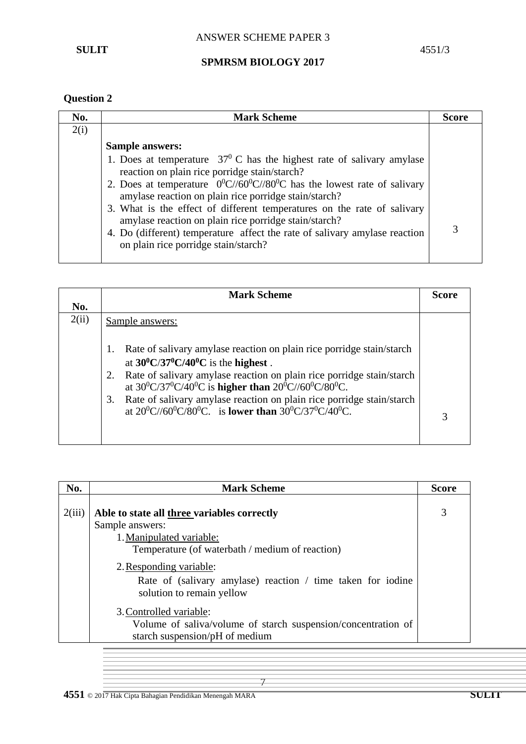ANSWER SCHEME PAPER 3

SPMRSM BIOLOGY 2017

## Question 2

| No. | Mark Scheme | Score |
| --- | --- | --- |
| 2(i) | **Sample answers:**<br>1. Does at temperature $37^0$ C has the highest rate of salivary amylase reaction on plain rice porridge stain/starch?<br>2. Does at temperature $0^0$C//$60^0$C//$80^0$C has the lowest rate of salivary amylase reaction on plain rice porridge stain/starch?<br>3. What is the effect of different temperatures on the rate of salivary amylase reaction on plain rice porridge stain/starch?<br>4. Do (different) temperature affect the rate of salivary amylase reaction on plain rice porridge stain/starch? | 3 |

| No. | Mark Scheme | Score |
| --- | --- | --- |
| 2(ii) | Sample answers:<br>1. Rate of salivary amylase reaction on plain rice porridge stain/starch at **$30^0$C/$37^0$C/$40^0$C** is the **highest** .<br>2. Rate of salivary amylase reaction on plain rice porridge stain/starch at $30^0$C/$37^0$C/$40^0$C is **higher than** $20^0$C//$60^0$C/$80^0$C.<br>3. Rate of salivary amylase reaction on plain rice porridge stain/starch at $20^0$C//$60^0$C/$80^0$C. is **lower than** $30^0$C/$37^0$C/$40^0$C. | 3 |

| No. | Mark Scheme | Score |
| --- | --- | --- |
| 2(iii) | **Able to state all three variables correctly**<br>Sample answers:<br>1. Manipulated variable:<br>Temperature (of waterbath / medium of reaction)<br>2. Responding variable:<br>Rate of (salivary amylase) reaction / time taken for iodine solution to remain yellow<br>3. Controlled variable:<br>Volume of saliva/volume of starch suspension/concentration of starch suspension/pH of medium | 3 |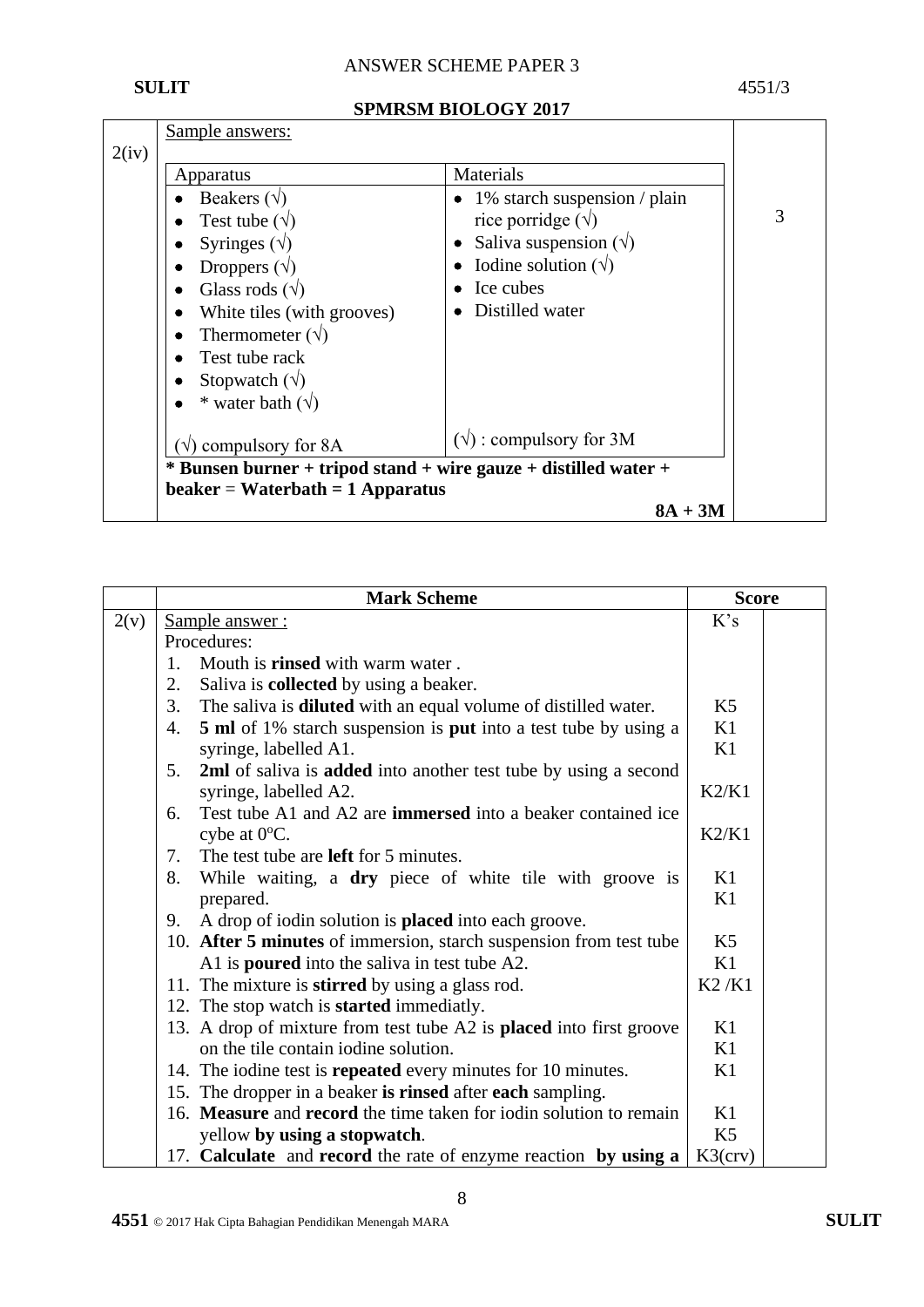| | | |
|---|---|---|
| 2(iv) | Sample answers:<br><br>**Apparatus**<br>• Beakers (√)<br>• Test tube (√)<br>• Syringes (√)<br>• Droppers (√)<br>• Glass rods (√)<br>• White tiles (with grooves)<br>• Thermometer (√)<br>• Test tube rack<br>• Stopwatch (√)<br>• * water bath (√)<br><br>(√) compulsory for 8A<br><br>**Materials**<br>• 1% starch suspension / plain rice porridge (√)<br>• Saliva suspension (√)<br>• Iodine solution (√)<br>• Ice cubes<br>• Distilled water<br><br>(√) : compulsory for 3M<br><br>**\* Bunsen burner + tripod stand + wire gauze + distilled water + beaker = Waterbath = 1 Apparatus**<br><br>**8A + 3M** | 3 |

| | Mark Scheme | Score | |
|---|---|---|---|
| 2(v) | Sample answer : | K's | |
| | Procedures: | | |
| | 1. Mouth is **rinsed** with warm water . | | |
| | 2. Saliva is **collected** by using a beaker. | | |
| | 3. The saliva is **diluted** with an equal volume of distilled water. | K5 | |
| | 4. **5 ml** of 1% starch suspension is **put** into a test tube by using a syringe, labelled A1. | K1<br>K1 | |
| | 5. **2ml** of saliva is **added** into another test tube by using a second syringe, labelled A2. | K2/K1 | |
| | 6. Test tube A1 and A2 are **immersed** into a beaker contained ice cybe at $0^oC$. | K2/K1 | |
| | 7. The test tube are **left** for 5 minutes. | | |
| | 8. While waiting, a **dry** piece of white tile with groove is prepared. | K1<br>K1 | |
| | 9. A drop of iodin solution is **placed** into each groove. | | |
| | 10. **After 5 minutes** of immersion, starch suspension from test tube A1 is **poured** into the saliva in test tube A2. | K5<br>K1 | |
| | 11. The mixture is **stirred** by using a glass rod. | K2 /K1 | |
| | 12. The stop watch is **started** immediatly. | | |
| | 13. A drop of mixture from test tube A2 is **placed** into first groove on the tile contain iodine solution. | K1<br>K1 | |
| | 14. The iodine test is **repeated** every minutes for 10 minutes. | K1 | |
| | 15. The dropper in a beaker **is rinsed** after **each** sampling. | | |
| | 16. **Measure** and **record** the time taken for iodin solution to remain yellow **by using a stopwatch**. | K1<br>K5 | |
| | 17. **Calculate** and **record** the rate of enzyme reaction **by using a** | K3(crv) | |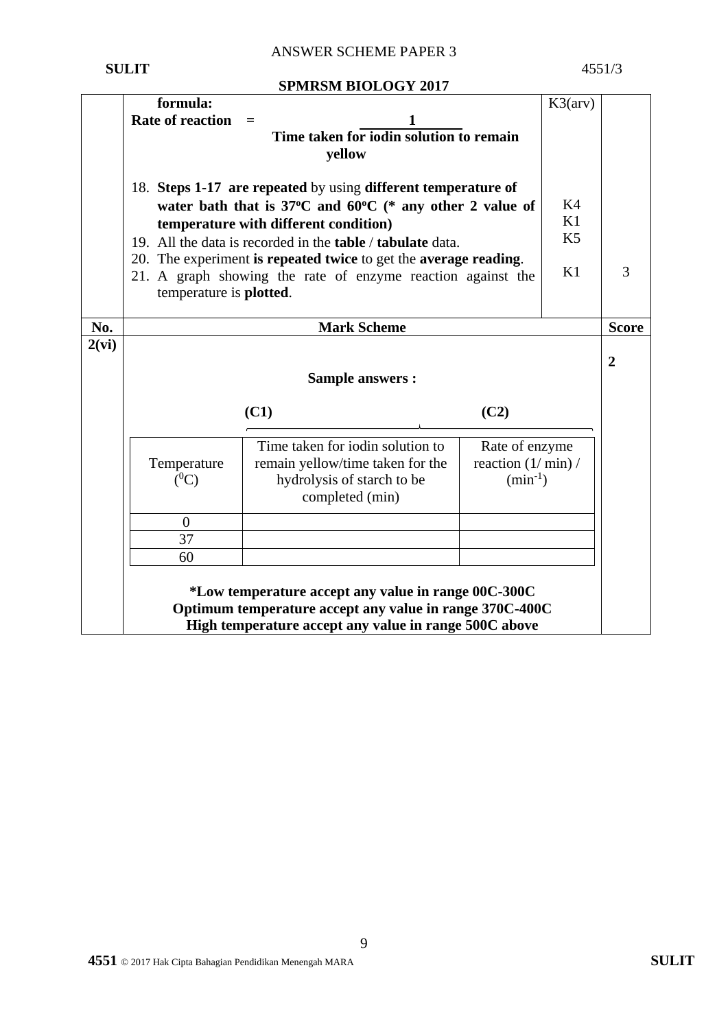| | | | |
|---|---|---|---|
| | **formula:**<br>**Rate of reaction** = $\frac{1}{\textbf{Time taken for iodin solution to remain yellow}}$ | K3(arv) | |
| | 18. **Steps 1-17 are repeated** by using **different temperature of water bath that is 37°C and 60°C (\* any other 2 value of temperature with different condition)**<br>19. All the data is recorded in the **table** / **tabulate** data.<br>20. The experiment **is repeated twice** to get the **average reading**.<br>21. A graph showing the rate of enzyme reaction against the temperature is **plotted**. | K4<br>K1<br>K5<br><br>K1 | 3 |

| No. | Mark Scheme | Score |
|---|---|---|
| 2(vi) | **Sample answers :** (see table below) | **2** |

(C1) (C2)

| Temperature ($^{0}$C) | Time taken for iodin solution to remain yellow/time taken for the hydrolysis of starch to be completed (min) | Rate of enzyme reaction (1/ min) / ($min^{-1}$) |
|---|---|---|
| 0 | | |
| 37 | | |
| 60 | | |

**\*Low temperature accept any value in range 00C-300C**
**Optimum temperature accept any value in range 370C-400C**
**High temperature accept any value in range 500C above**